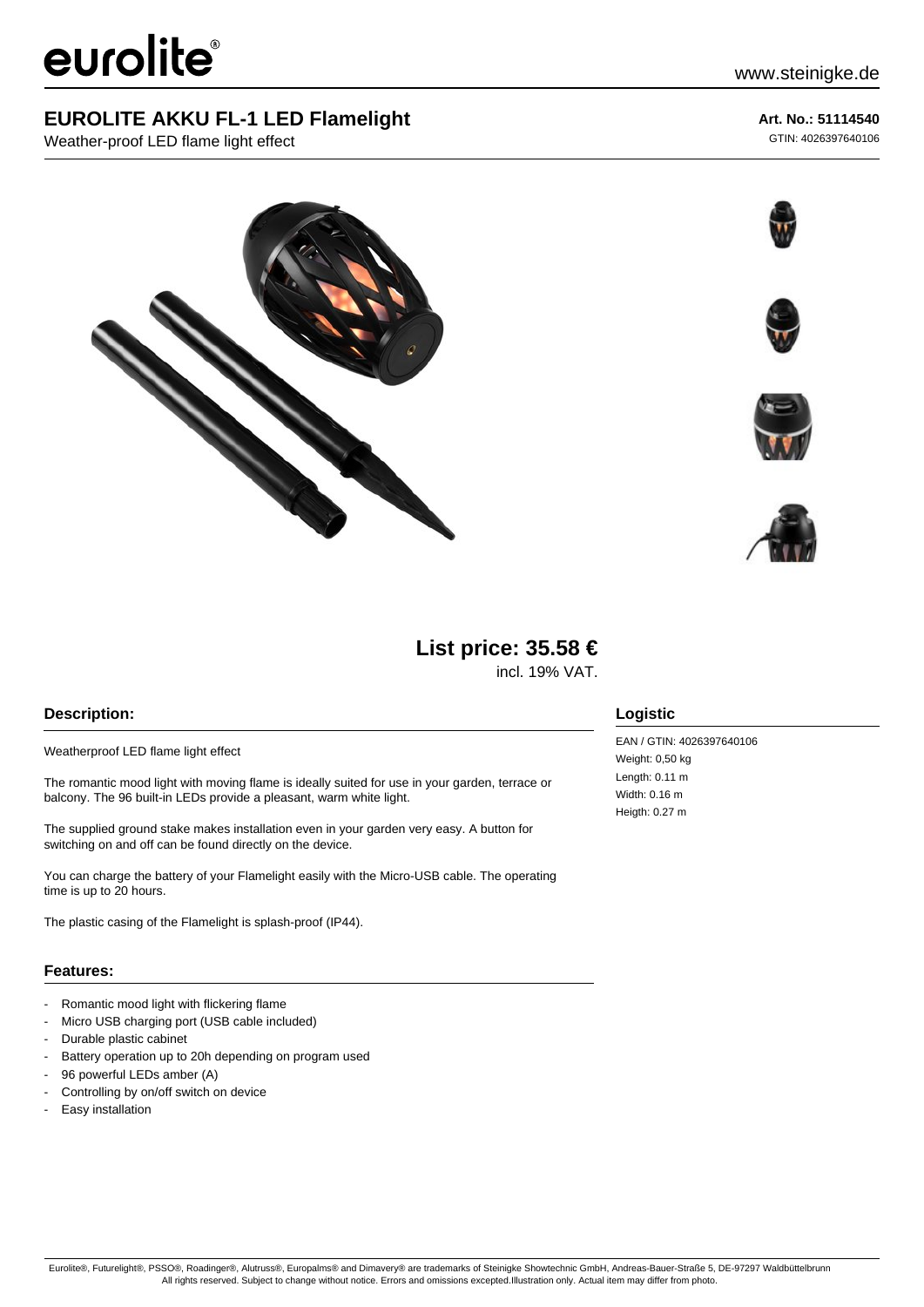eurolite®

www.steinigke.de

# EUROLITE AKKU FL-1 LED Flamelight

Weather-proof LED flame light effect

**Art. No.: 51114540**

GTIN: 4026397640106

**List price: 35.58 €**

incl. 19% VAT.

## Description:

Weatherproof LED flame light effect

The romantic mood light with moving flame is ideally suited for use in your garden, terrace or balcony. The 96 built-in LEDs provide a pleasant, warm white light.

The supplied ground stake makes installation even in your garden very easy. A button for switching on and off can be found directly on the device.

You can charge the battery of your Flamelight easily with the Micro-USB cable. The operating time is up to 20 hours.

The plastic casing of the Flamelight is splash-proof (IP44).

## Features:

- Romantic mood light with flickering flame
- Micro USB charging port (USB cable included)
- Durable plastic cabinet
- Battery operation up to 20h depending on program used
- 96 powerful LEDs amber (A)
- Controlling by on/off switch on device
- Easy installation

## Logistic

EAN / GTIN: 4026397640106

Weight: 0,50 kg

Length: 0.11 m

Width: 0.16 m

Heigth: 0.27 m

Eurolite®, Futurelight®, PSSO®, Roadinger®, Alutruss®, Europalms® and Dimavery® are trademarks of Steinigke Showtechnic GmbH, Andreas-Bauer-Straße 5, DE-97297 Waldbüttelbrunn
All rights reserved. Subject to change without notice. Errors and omissions excepted.Illustration only. Actual item may differ from photo.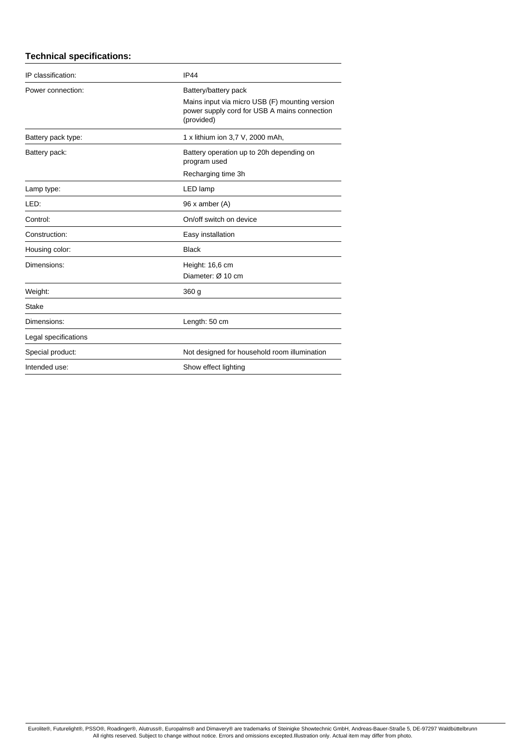**Technical specifications:**

| | |
|---|---|
| IP classification: | IP44 |
| Power connection: | Battery/battery pack<br>Mains input via micro USB (F) mounting version power supply cord for USB A mains connection (provided) |
| Battery pack type: | 1 x lithium ion 3,7 V, 2000 mAh, |
| Battery pack: | Battery operation up to 20h depending on program used<br>Recharging time 3h |
| Lamp type: | LED lamp |
| LED: | 96 x amber (A) |
| Control: | On/off switch on device |
| Construction: | Easy installation |
| Housing color: | Black |
| Dimensions: | Height: 16,6 cm<br>Diameter: Ø 10 cm |
| Weight: | 360 g |
| Stake | |
| Dimensions: | Length: 50 cm |
| Legal specifications | |
| Special product: | Not designed for household room illumination |
| Intended use: | Show effect lighting |

Eurolite®, Futurelight®, PSSO®, Roadinger®, Alutruss®, Europalms® and Dimavery® are trademarks of Steinigke Showtechnic GmbH, Andreas-Bauer-Straße 5, DE-97297 Waldbüttelbrunn
All rights reserved. Subject to change without notice. Errors and omissions excepted.Illustration only. Actual item may differ from photo.